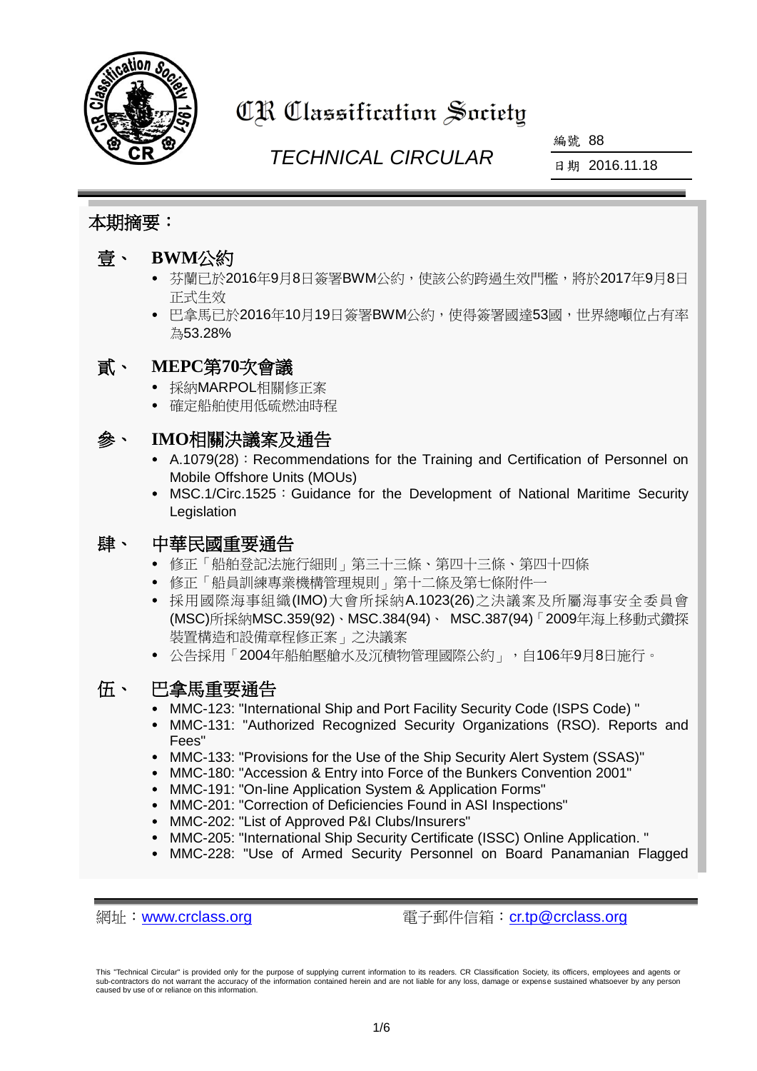# CR Classification Society

*TECHNICAL CIRCULAR*

編號 88

日期 2016.11.18

## 本期摘要：

### 壹、 BWM公約

- 芬蘭已於2016年9月8日簽署BWM公約，使該公約跨過生效門檻，將於2017年9月8日正式生效
- 巴拿馬已於2016年10月19日簽署BWM公約，使得簽署國達53國，世界總噸位占有率為53.28%

### 貳、 MEPC第70次會議

- 採納MARPOL相關修正案
- 確定船舶使用低硫燃油時程

### 參、 IMO相關決議案及通告

- A.1079(28)：Recommendations for the Training and Certification of Personnel on Mobile Offshore Units (MOUs)
- MSC.1/Circ.1525：Guidance for the Development of National Maritime Security Legislation

### 肆、 中華民國重要通告

- 修正「船舶登記法施行細則」第三十三條、第四十三條、第四十四條
- 修正「船員訓練專業機構管理規則」第十二條及第七條附件一
- 採用國際海事組織(IMO)大會所採納A.1023(26)之決議案及所屬海事安全委員會(MSC)所採納MSC.359(92)、MSC.384(94)、 MSC.387(94)「2009年海上移動式鑽探裝置構造和設備章程修正案」之決議案
- 公告採用「2004年船舶壓艙水及沉積物管理國際公約」，自106年9月8日施行。

### 伍、 巴拿馬重要通告

- MMC-123: "International Ship and Port Facility Security Code (ISPS Code) "
- MMC-131: "Authorized Recognized Security Organizations (RSO). Reports and Fees"
- MMC-133: "Provisions for the Use of the Ship Security Alert System (SSAS)"
- MMC-180: "Accession & Entry into Force of the Bunkers Convention 2001"
- MMC-191: "On-line Application System & Application Forms"
- MMC-201: "Correction of Deficiencies Found in ASI Inspections"
- MMC-202: "List of Approved P&I Clubs/Insurers"
- MMC-205: "International Ship Security Certificate (ISSC) Online Application. "
- MMC-228: "Use of Armed Security Personnel on Board Panamanian Flagged

網址：www.crclass.org　　　電子郵件信箱：cr.tp@crclass.org

This "Technical Circular" is provided only for the purpose of supplying current information to its readers. CR Classification Society, its officers, employees and agents or sub-contractors do not warrant the accuracy of the information contained herein and are not liable for any loss, damage or expense sustained whatsoever by any person caused by use of or reliance on this information.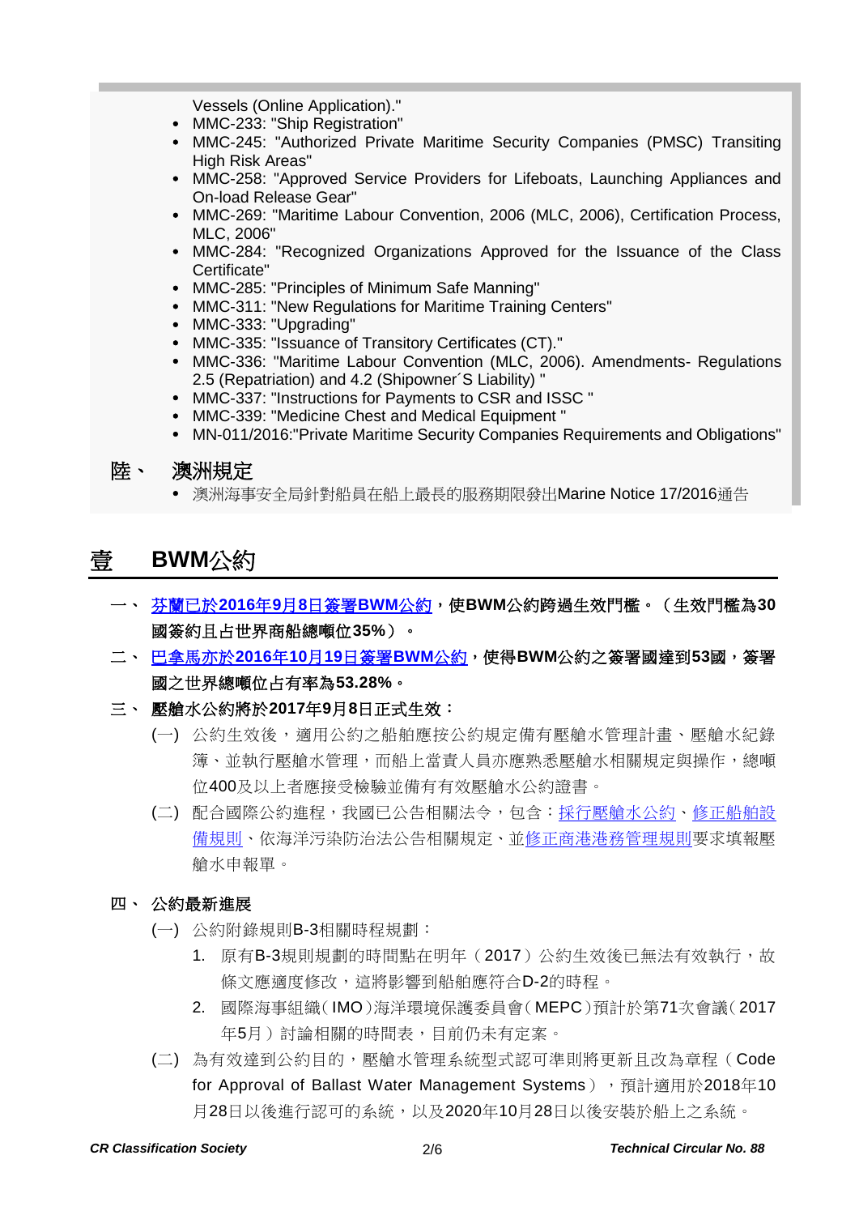Vessels (Online Application)."

- MMC-233: "Ship Registration"
- MMC-245: "Authorized Private Maritime Security Companies (PMSC) Transiting High Risk Areas"
- MMC-258: "Approved Service Providers for Lifeboats, Launching Appliances and On-load Release Gear"
- MMC-269: "Maritime Labour Convention, 2006 (MLC, 2006), Certification Process, MLC, 2006"
- MMC-284: "Recognized Organizations Approved for the Issuance of the Class Certificate"
- MMC-285: "Principles of Minimum Safe Manning"
- MMC-311: "New Regulations for Maritime Training Centers"
- MMC-333: "Upgrading"
- MMC-335: "Issuance of Transitory Certificates (CT)."
- MMC-336: "Maritime Labour Convention (MLC, 2006). Amendments- Regulations 2.5 (Repatriation) and 4.2 (Shipowner´S Liability) "
- MMC-337: "Instructions for Payments to CSR and ISSC "
- MMC-339: "Medicine Chest and Medical Equipment "
- MN-011/2016:"Private Maritime Security Companies Requirements and Obligations"

### 陸、 澳洲規定

- 澳洲海事安全局針對船員在船上最長的服務期限發出Marine Notice 17/2016通告

## 壹 BWM公約

一、 **芬蘭已於2016年9月8日簽署BWM公約，使BWM公約跨過生效門檻。（生效門檻為30國簽約且占世界商船總噸位35%）。**

二、 **巴拿馬亦於2016年10月19日簽署BWM公約，使得BWM公約之簽署國達到53國，簽署國之世界總噸位占有率為53.28%。**

三、 **壓艙水公約將於2017年9月8日正式生效：**

(一) 公約生效後，適用公約之船舶應按公約規定備有壓艙水管理計畫、壓艙水紀錄簿、並執行壓艙水管理，而船上當責人員亦應熟悉壓艙水相關規定與操作，總噸位400及以上者應接受檢驗並備有有效壓艙水公約證書。

(二) 配合國際公約進程，我國已公告相關法令，包含：採行壓艙水公約、修正船舶設備規則、依海洋污染防治法公告相關規定、並修正商港港務管理規則要求填報壓艙水申報單。

四、 **公約最新進展**

(一) 公約附錄規則B-3相關時程規劃：

1. 原有B-3規則規劃的時間點在明年（2017）公約生效後已無法有效執行，故條文應適度修改，這將影響到船舶應符合D-2的時程。
2. 國際海事組織（IMO）海洋環境保護委員會（MEPC）預計於第71次會議（2017年5月）討論相關的時間表，目前仍未有定案。

(二) 為有效達到公約目的，壓艙水管理系統型式認可準則將更新且改為章程（Code for Approval of Ballast Water Management Systems），預計適用於2018年10月28日以後進行認可的系統，以及2020年10月28日以後安裝於船上之系統。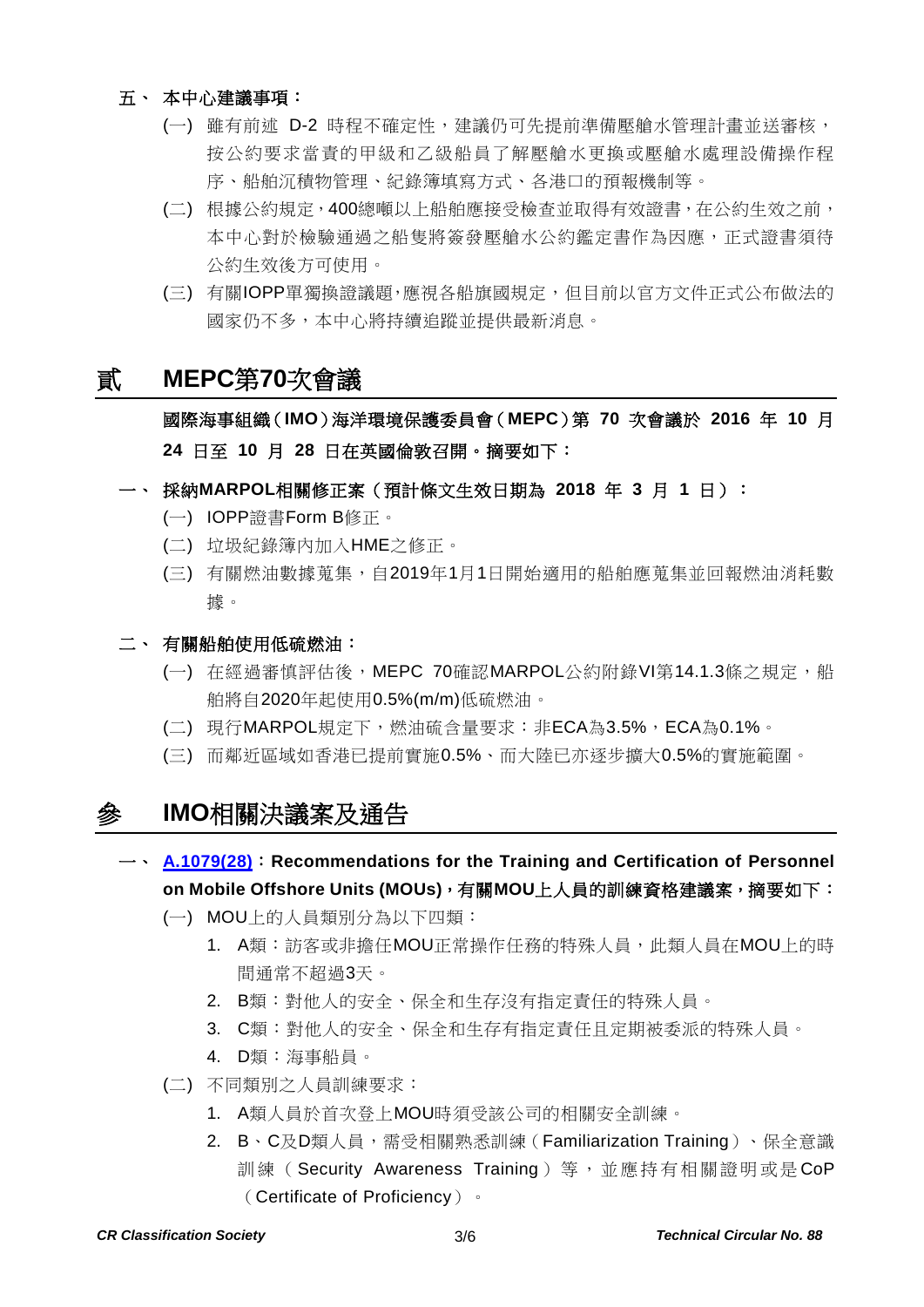### 五、 本中心建議事項：

(一) 雖有前述 D-2 時程不確定性，建議仍可先提前準備壓艙水管理計畫並送審核，按公約要求當責的甲級和乙級船員了解壓艙水更換或壓艙水處理設備操作程序、船舶沉積物管理、紀錄簿填寫方式、各港口的預報機制等。

(二) 根據公約規定，400總噸以上船舶應接受檢查並取得有效證書，在公約生效之前，本中心對於檢驗通過之船隻將簽發壓艙水公約鑑定書作為因應，正式證書須待公約生效後方可使用。

(三) 有關IOPP單獨換證議題，應視各船旗國規定，但目前以官方文件正式公布做法的國家仍不多，本中心將持續追蹤並提供最新消息。

## 貳 MEPC第70次會議

**國際海事組織（IMO）海洋環境保護委員會（MEPC）第 70 次會議於 2016 年 10 月 24 日至 10 月 28 日在英國倫敦召開。摘要如下：**

### 一、 採納MARPOL相關修正案（預計條文生效日期為 2018 年 3 月 1 日）：

(一) IOPP證書Form B修正。

(二) 垃圾紀錄簿內加入HME之修正。

(三) 有關燃油數據蒐集，自2019年1月1日開始適用的船舶應蒐集並回報燃油消耗數據。

### 二、 有關船舶使用低硫燃油：

(一) 在經過審慎評估後，MEPC 70確認MARPOL公約附錄VI第14.1.3條之規定，船舶將自2020年起使用0.5%(m/m)低硫燃油。

(二) 現行MARPOL規定下，燃油硫含量要求：非ECA為3.5%，ECA為0.1%。

(三) 而鄰近區域如香港已提前實施0.5%、而大陸已亦逐步擴大0.5%的實施範圍。

## 參 IMO相關決議案及通告

### 一、 A.1079(28)：Recommendations for the Training and Certification of Personnel on Mobile Offshore Units (MOUs)，有關MOU上人員的訓練資格建議案，摘要如下：

(一) MOU上的人員類別分為以下四類：

1. A類：訪客或非擔任MOU正常操作任務的特殊人員，此類人員在MOU上的時間通常不超過3天。
2. B類：對他人的安全、保全和生存沒有指定責任的特殊人員。
3. C類：對他人的安全、保全和生存有指定責任且定期被委派的特殊人員。
4. D類：海事船員。

(二) 不同類別之人員訓練要求：

1. A類人員於首次登上MOU時須受該公司的相關安全訓練。
2. B、C及D類人員，需受相關熟悉訓練（Familiarization Training）、保全意識訓練（Security Awareness Training）等，並應持有相關證明或是CoP（Certificate of Proficiency）。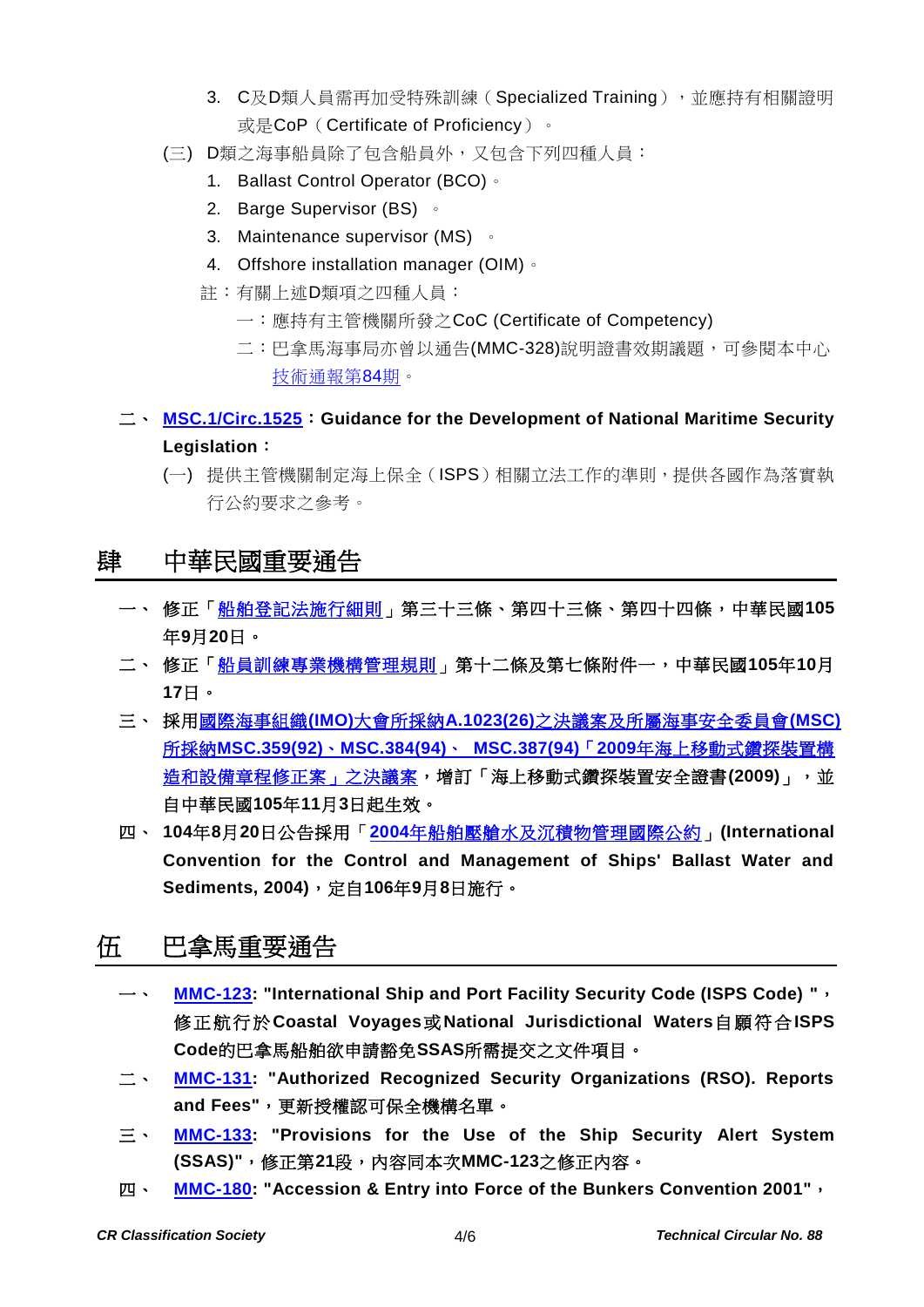3. C及D類人員需再加受特殊訓練（Specialized Training），並應持有相關證明或是CoP（Certificate of Proficiency）。

(三) D類之海事船員除了包含船員外，又包含下列四種人員：

1. Ballast Control Operator (BCO)。
2. Barge Supervisor (BS) 。
3. Maintenance supervisor (MS) 。
4. Offshore installation manager (OIM)。

註：有關上述D類項之四種人員：

一：應持有主管機關所發之CoC (Certificate of Competency)

二：巴拿馬海事局亦曾以通告(MMC-328)說明證書效期議題，可參閱本中心技術通報第84期。

二、 **MSC.1/Circ.1525：Guidance for the Development of National Maritime Security Legislation：**

(一) 提供主管機關制定海上保全（ISPS）相關立法工作的準則，提供各國作為落實執行公約要求之參考。

## 肆　中華民國重要通告

一、 **修正「船舶登記法施行細則」第三十三條、第四十三條、第四十四條，中華民國105年9月20日。**

二、 **修正「船員訓練專業機構管理規則」第十二條及第七條附件一，中華民國105年10月17日。**

三、 **採用國際海事組織(IMO)大會所採納A.1023(26)之決議案及所屬海事安全委員會(MSC)所採納MSC.359(92)、MSC.384(94)、 MSC.387(94)「2009年海上移動式鑽探裝置構造和設備章程修正案」之決議案，增訂「海上移動式鑽探裝置安全證書(2009)」，並自中華民國105年11月3日起生效。**

四、 **104年8月20日公告採用「2004年船舶壓艙水及沉積物管理國際公約」(International Convention for the Control and Management of Ships' Ballast Water and Sediments, 2004)，定自106年9月8日施行。**

## 伍　巴拿馬重要通告

一、 **MMC-123: "International Ship and Port Facility Security Code (ISPS Code) "，修正航行於Coastal Voyages或National Jurisdictional Waters自願符合ISPS Code的巴拿馬船舶欲申請豁免SSAS所需提交之文件項目。**

二、 **MMC-131: "Authorized Recognized Security Organizations (RSO). Reports and Fees"，更新授權認可保全機構名單。**

三、 **MMC-133: "Provisions for the Use of the Ship Security Alert System (SSAS)"，修正第21段，內容同本次MMC-123之修正內容。**

四、 **MMC-180: "Accession & Entry into Force of the Bunkers Convention 2001"，**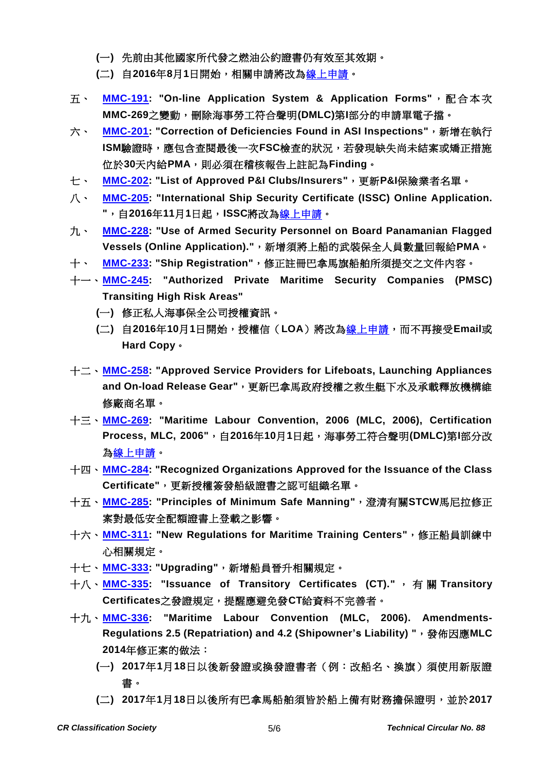(一) 先前由其他國家所代發之燃油公約證書仍有效至其效期。

(二) 自2016年8月1日開始，相關申請將改為線上申請。

五、 **MMC-191: "On-line Application System & Application Forms"**，配合本次**MMC-269**之變動，刪除海事勞工符合聲明(**DMLC**)第**I**部分的申請單電子擋。

六、 **MMC-201: "Correction of Deficiencies Found in ASI Inspections"**，新增在執行**ISM**驗證時，應包含查閱最後一次**FSC**檢查的狀況，若發現缺失尚未結案或矯正措施位於**30**天內給**PMA**，則必須在稽核報告上註記為**Finding**。

七、 **MMC-202: "List of Approved P&I Clubs/Insurers"**，更新**P&I**保險業者名單。

八、 **MMC-205: "International Ship Security Certificate (ISSC) Online Application."**，自**2016**年**11**月**1**日起，**ISSC**將改為線上申請。

九、 **MMC-228: "Use of Armed Security Personnel on Board Panamanian Flagged Vessels (Online Application)."**，新增須將上船的武裝保全人員數量回報給**PMA**。

十、 **MMC-233: "Ship Registration"**，修正註冊巴拿馬旗船舶所須提交之文件內容。

十一、**MMC-245: "Authorized Private Maritime Security Companies (PMSC) Transiting High Risk Areas"**

(一) 修正私人海事保全公司授權資訊。

(二) 自**2016**年**10**月**1**日開始，授權信（**LOA**）將改為線上申請，而不再接受**Email**或**Hard Copy**。

十二、**MMC-258: "Approved Service Providers for Lifeboats, Launching Appliances and On-load Release Gear"**，更新巴拿馬政府授權之救生艇下水及承載釋放機構維修廠商名單。

十三、**MMC-269: "Maritime Labour Convention, 2006 (MLC, 2006), Certification Process, MLC, 2006"**，自**2016**年**10**月**1**日起，海事勞工符合聲明(**DMLC**)第**I**部分改為線上申請。

十四、**MMC-284: "Recognized Organizations Approved for the Issuance of the Class Certificate"**，更新授權簽發船級證書之認可組織名單。

十五、**MMC-285: "Principles of Minimum Safe Manning"**，澄清有關**STCW**馬尼拉修正案對最低安全配額證書上登載之影響。

十六、**MMC-311: "New Regulations for Maritime Training Centers"**，修正船員訓練中心相關規定。

十七、**MMC-333: "Upgrading"**，新增船員晉升相關規定。

十八、**MMC-335: "Issuance of Transitory Certificates (CT)."**，有關**Transitory Certificates**之發證規定，提醒應避免發**CT**給資料不完善者。

十九、**MMC-336: "Maritime Labour Convention (MLC, 2006). Amendments-Regulations 2.5 (Repatriation) and 4.2 (Shipowner's Liability) "**，發佈因應**MLC 2014**年修正案的做法：

(一) **2017**年**1**月**18**日以後新發證或換發證書者（例：改船名、換旗）須使用新版證書。

(二) **2017**年**1**月**18**日以後所有巴拿馬船舶須皆於船上備有財務擔保證明，並於**2017**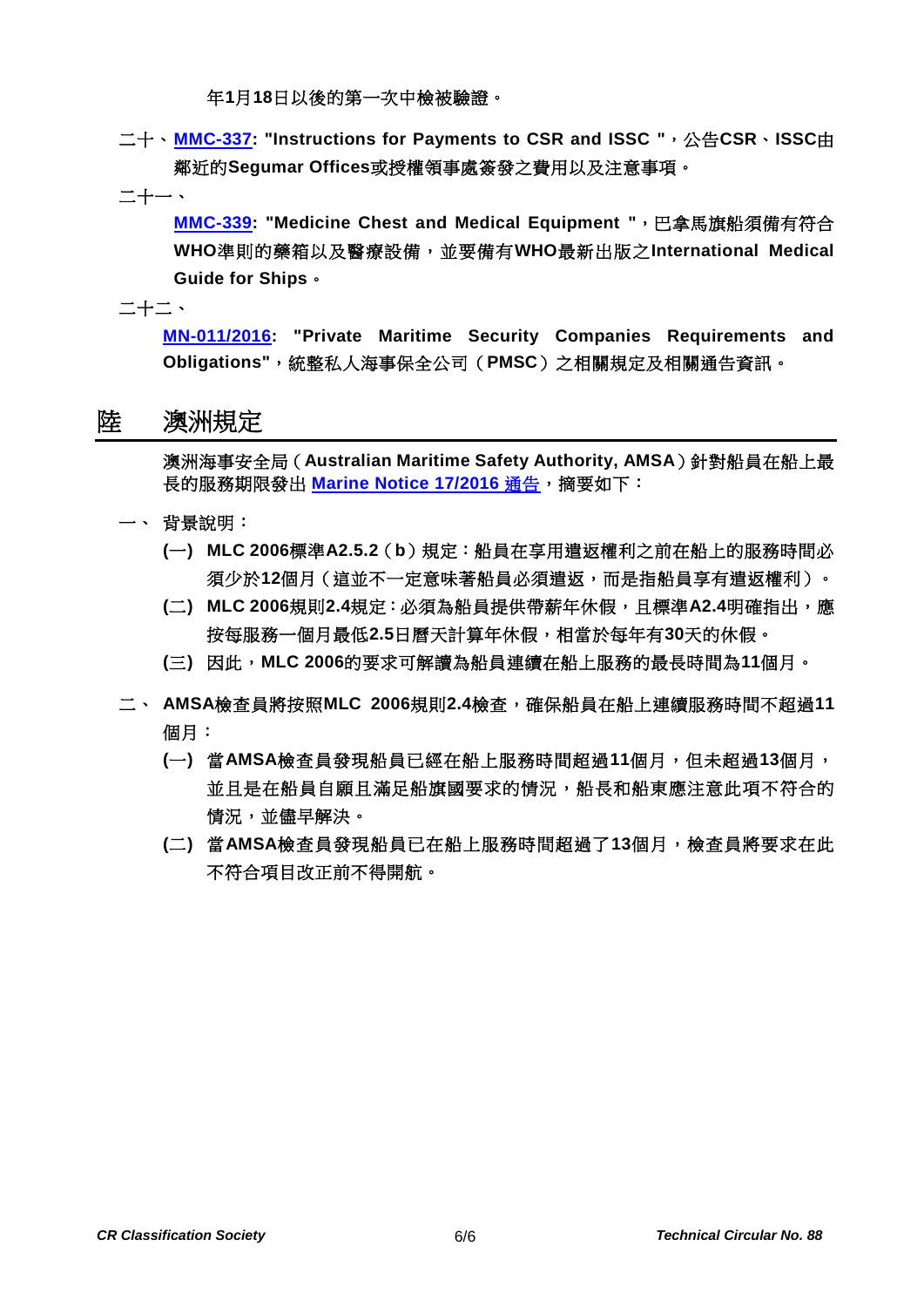年**1**月**18**日以後的第一次中檢被驗證。

二十、**MMC-337: "Instructions for Payments to CSR and ISSC "**，公告**CSR**、**ISSC**由鄰近的**Segumar Offices**或授權領事處簽發之費用以及注意事項。

二十一、**MMC-339: "Medicine Chest and Medical Equipment "**，巴拿馬旗船須備有符合**WHO**準則的藥箱以及醫療設備，並要備有**WHO**最新出版之**International Medical Guide for Ships**。

二十二、**MN-011/2016: "Private Maritime Security Companies Requirements and Obligations"**，統整私人海事保全公司（**PMSC**）之相關規定及相關通告資訊。

## 陸 澳洲規定

澳洲海事安全局（**Australian Maritime Safety Authority, AMSA**）針對船員在船上最長的服務期限發出 **Marine Notice 17/2016 通告**，摘要如下：

一、 背景說明：

**(一)** **MLC 2006**標準**A2.5.2**（**b**）規定：船員在享用遣返權利之前在船上的服務時間必須少於**12**個月（這並不一定意味著船員必須遣返，而是指船員享有遣返權利）。

**(二)** **MLC 2006**規則**2.4**規定：必須為船員提供帶薪年休假，且標準**A2.4**明確指出，應按每服務一個月最低**2.5**日曆天計算年休假，相當於每年有**30**天的休假。

**(三)** 因此，**MLC 2006**的要求可解讀為船員連續在船上服務的最長時間為**11**個月。

二、 **AMSA**檢查員將按照**MLC 2006**規則**2.4**檢查，確保船員在船上連續服務時間不超過**11**個月：

**(一)** 當**AMSA**檢查員發現船員已經在船上服務時間超過**11**個月，但未超過**13**個月，並且是在船員自願且滿足船旗國要求的情況，船長和船東應注意此項不符合的情況，並儘早解決。

**(二)** 當**AMSA**檢查員發現船員已在船上服務時間超過了**13**個月，檢查員將要求在此不符合項目改正前不得開航。